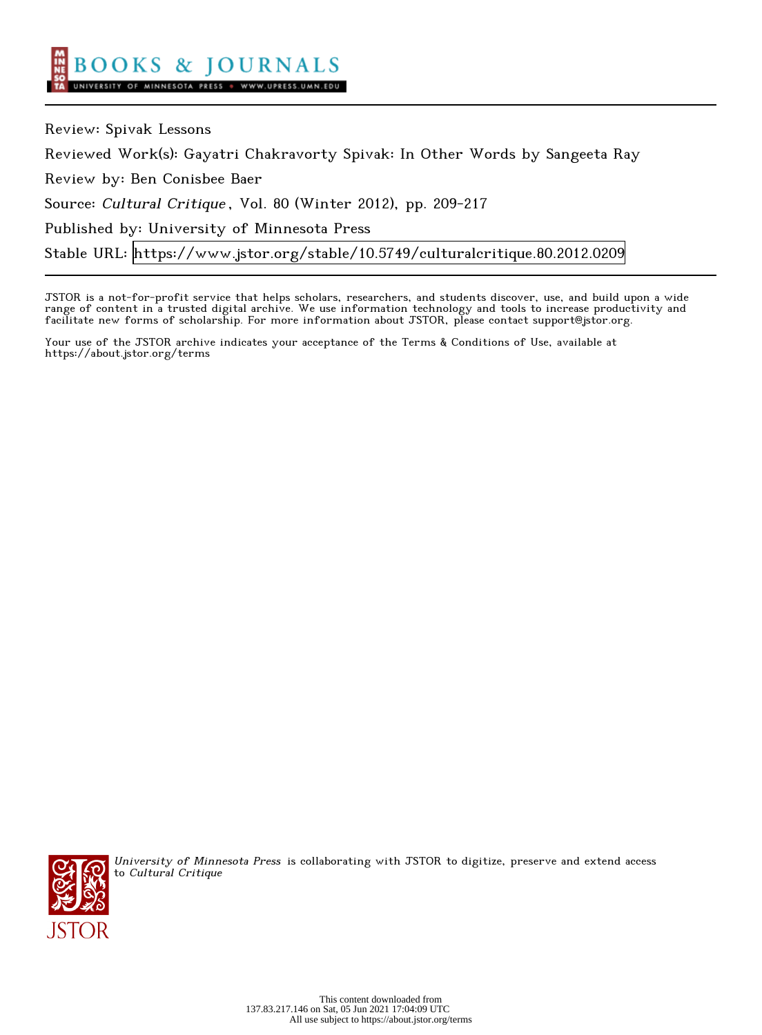Review: Spivak Lessons

Reviewed Work(s): Gayatri Chakravorty Spivak: In Other Words by Sangeeta Ray

Review by: Ben Conisbee Baer

Source: *Cultural Critique*, Vol. 80 (Winter 2012), pp. 209-217

Published by: University of Minnesota Press

Stable URL: https://www.jstor.org/stable/10.5749/culturalcritique.80.2012.0209

JSTOR is a not-for-profit service that helps scholars, researchers, and students discover, use, and build upon a wide range of content in a trusted digital archive. We use information technology and tools to increase productivity and facilitate new forms of scholarship. For more information about JSTOR, please contact support@jstor.org.

Your use of the JSTOR archive indicates your acceptance of the Terms & Conditions of Use, available at https://about.jstor.org/terms

*University of Minnesota Press* is collaborating with JSTOR to digitize, preserve and extend access to *Cultural Critique*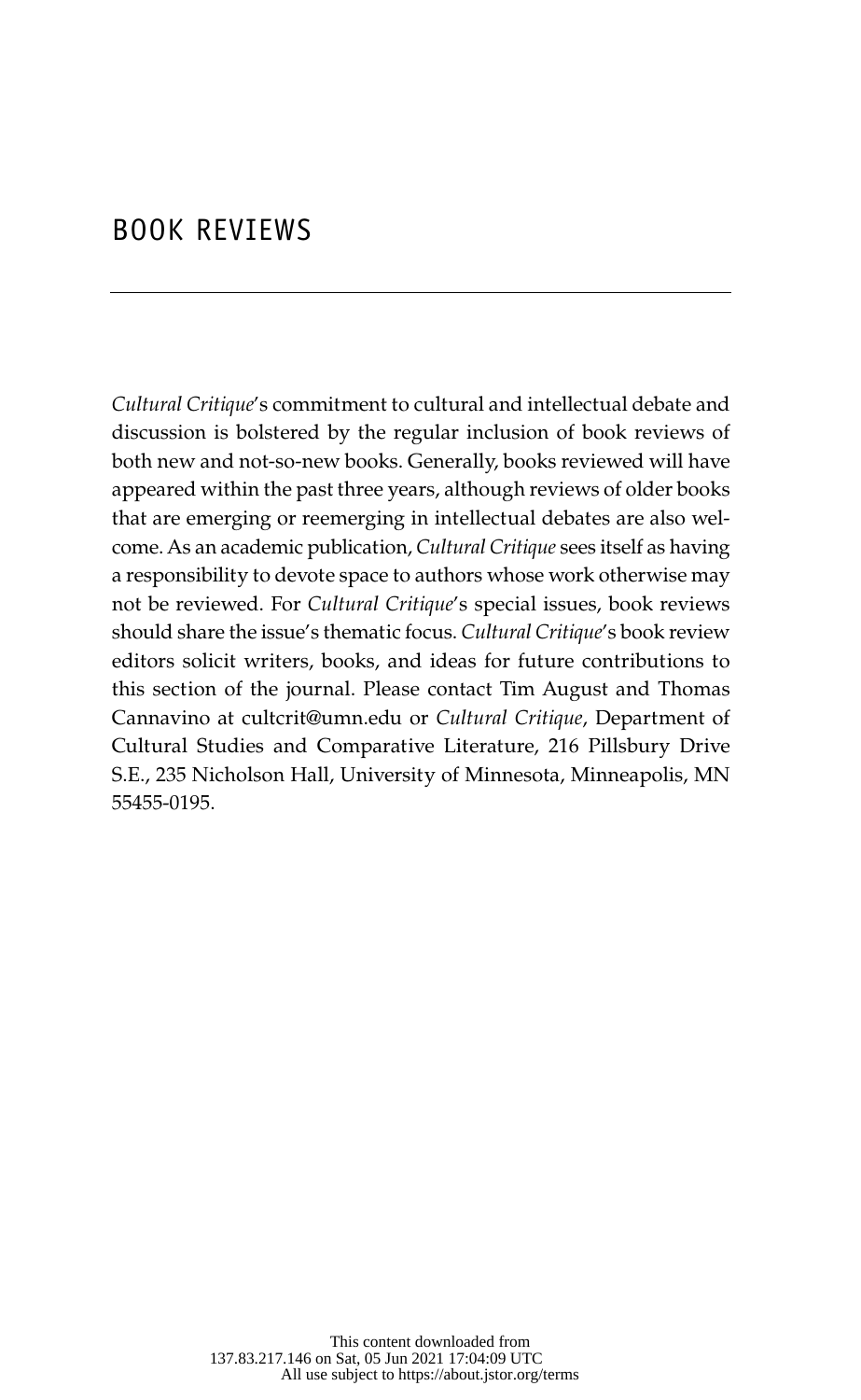# BOOK REVIEWS

*Cultural Critique*'s commitment to cultural and intellectual debate and discussion is bolstered by the regular inclusion of book reviews of both new and not-so-new books. Generally, books reviewed will have appeared within the past three years, although reviews of older books that are emerging or reemerging in intellectual debates are also welcome. As an academic publication, *Cultural Critique* sees itself as having a responsibility to devote space to authors whose work otherwise may not be reviewed. For *Cultural Critique*'s special issues, book reviews should share the issue's thematic focus. *Cultural Critique*'s book review editors solicit writers, books, and ideas for future contributions to this section of the journal. Please contact Tim August and Thomas Cannavino at cultcrit@umn.edu or *Cultural Critique*, Department of Cultural Studies and Comparative Literature, 216 Pillsbury Drive S.E., 235 Nicholson Hall, University of Minnesota, Minneapolis, MN 55455-0195.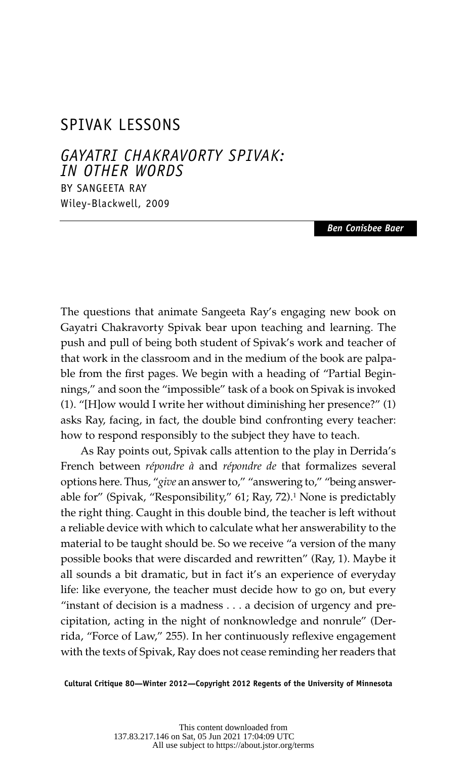# SPIVAK LESSONS

## *GAYATRI CHAKRAVORTY SPIVAK: IN OTHER WORDS*

BY SANGEETA RAY
Wiley-Blackwell, 2009

***Ben Conisbee Baer***

The questions that animate Sangeeta Ray's engaging new book on Gayatri Chakravorty Spivak bear upon teaching and learning. The push and pull of being both student of Spivak's work and teacher of that work in the classroom and in the medium of the book are palpable from the first pages. We begin with a heading of "Partial Beginnings," and soon the "impossible" task of a book on Spivak is invoked (1). "[H]ow would I write her without diminishing her presence?" (1) asks Ray, facing, in fact, the double bind confronting every teacher: how to respond responsibly to the subject they have to teach.

As Ray points out, Spivak calls attention to the play in Derrida's French between *répondre à* and *répondre de* that formalizes several options here. Thus, "*give* an answer to," "answering to," "being answerable for" (Spivak, "Responsibility," 61; Ray, 72).[1] None is predictably the right thing. Caught in this double bind, the teacher is left without a reliable device with which to calculate what her answerability to the material to be taught should be. So we receive "a version of the many possible books that were discarded and rewritten" (Ray, 1). Maybe it all sounds a bit dramatic, but in fact it's an experience of everyday life: like everyone, the teacher must decide how to go on, but every "instant of decision is a madness . . . a decision of urgency and precipitation, acting in the night of nonknowledge and nonrule" (Derrida, "Force of Law," 255). In her continuously reflexive engagement with the texts of Spivak, Ray does not cease reminding her readers that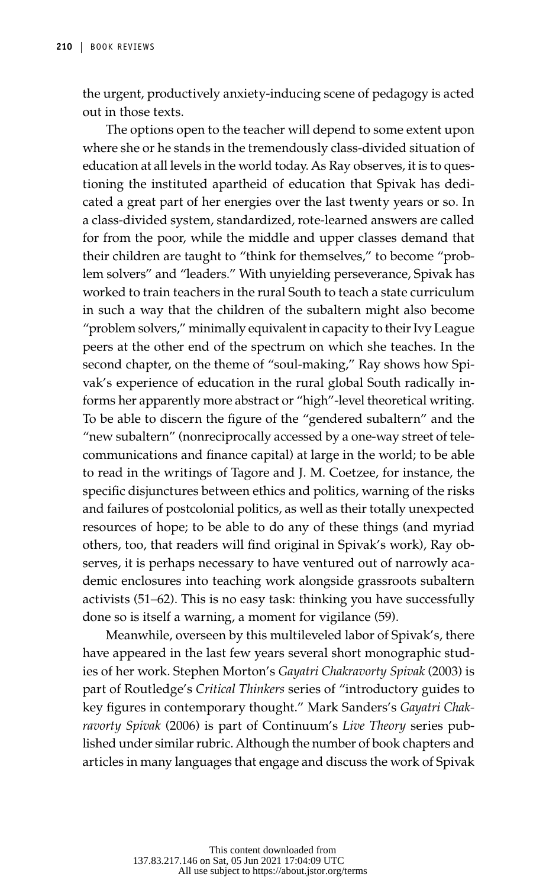the urgent, productively anxiety-inducing scene of pedagogy is acted out in those texts.

The options open to the teacher will depend to some extent upon where she or he stands in the tremendously class-divided situation of education at all levels in the world today. As Ray observes, it is to questioning the instituted apartheid of education that Spivak has dedicated a great part of her energies over the last twenty years or so. In a class-divided system, standardized, rote-learned answers are called for from the poor, while the middle and upper classes demand that their children are taught to "think for themselves," to become "problem solvers" and "leaders." With unyielding perseverance, Spivak has worked to train teachers in the rural South to teach a state curriculum in such a way that the children of the subaltern might also become "problem solvers," minimally equivalent in capacity to their Ivy League peers at the other end of the spectrum on which she teaches. In the second chapter, on the theme of "soul-making," Ray shows how Spivak's experience of education in the rural global South radically informs her apparently more abstract or "high"-level theoretical writing. To be able to discern the figure of the "gendered subaltern" and the "new subaltern" (nonreciprocally accessed by a one-way street of telecommunications and finance capital) at large in the world; to be able to read in the writings of Tagore and J. M. Coetzee, for instance, the specific disjunctures between ethics and politics, warning of the risks and failures of postcolonial politics, as well as their totally unexpected resources of hope; to be able to do any of these things (and myriad others, too, that readers will find original in Spivak's work), Ray observes, it is perhaps necessary to have ventured out of narrowly academic enclosures into teaching work alongside grassroots subaltern activists (51–62). This is no easy task: thinking you have successfully done so is itself a warning, a moment for vigilance (59).

Meanwhile, overseen by this multileveled labor of Spivak's, there have appeared in the last few years several short monographic studies of her work. Stephen Morton's *Gayatri Chakravorty Spivak* (2003) is part of Routledge's *Critical Thinkers* series of "introductory guides to key figures in contemporary thought." Mark Sanders's *Gayatri Chakravorty Spivak* (2006) is part of Continuum's *Live Theory* series published under similar rubric. Although the number of book chapters and articles in many languages that engage and discuss the work of Spivak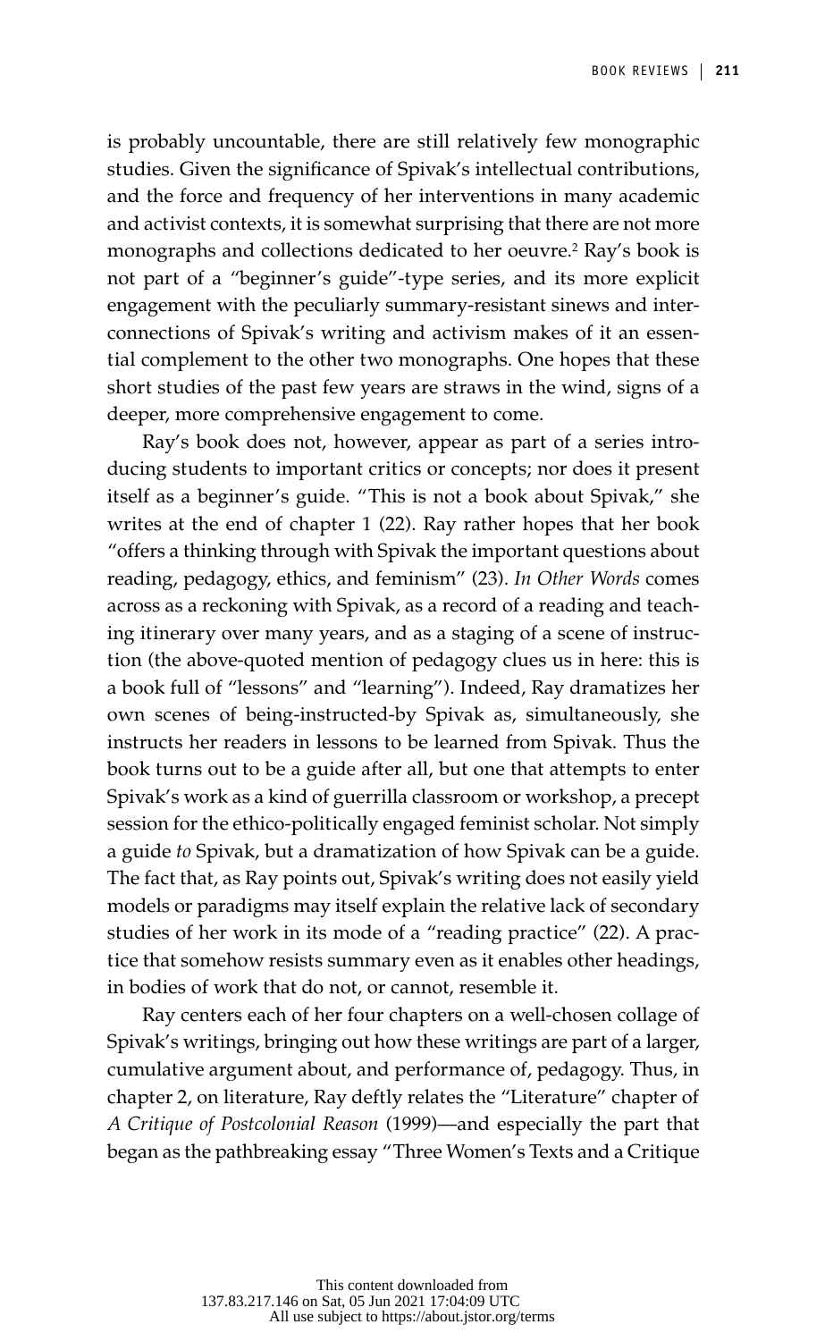is probably uncountable, there are still relatively few monographic studies. Given the significance of Spivak's intellectual contributions, and the force and frequency of her interventions in many academic and activist contexts, it is somewhat surprising that there are not more monographs and collections dedicated to her oeuvre.[2] Ray's book is not part of a "beginner's guide"-type series, and its more explicit engagement with the peculiarly summary-resistant sinews and interconnections of Spivak's writing and activism makes of it an essential complement to the other two monographs. One hopes that these short studies of the past few years are straws in the wind, signs of a deeper, more comprehensive engagement to come.

Ray's book does not, however, appear as part of a series introducing students to important critics or concepts; nor does it present itself as a beginner's guide. "This is not a book about Spivak," she writes at the end of chapter 1 (22). Ray rather hopes that her book "offers a thinking through with Spivak the important questions about reading, pedagogy, ethics, and feminism" (23). *In Other Words* comes across as a reckoning with Spivak, as a record of a reading and teaching itinerary over many years, and as a staging of a scene of instruction (the above-quoted mention of pedagogy clues us in here: this is a book full of "lessons" and "learning"). Indeed, Ray dramatizes her own scenes of being-instructed-by Spivak as, simultaneously, she instructs her readers in lessons to be learned from Spivak. Thus the book turns out to be a guide after all, but one that attempts to enter Spivak's work as a kind of guerrilla classroom or workshop, a precept session for the ethico-politically engaged feminist scholar. Not simply a guide *to* Spivak, but a dramatization of how Spivak can be a guide. The fact that, as Ray points out, Spivak's writing does not easily yield models or paradigms may itself explain the relative lack of secondary studies of her work in its mode of a "reading practice" (22). A practice that somehow resists summary even as it enables other headings, in bodies of work that do not, or cannot, resemble it.

Ray centers each of her four chapters on a well-chosen collage of Spivak's writings, bringing out how these writings are part of a larger, cumulative argument about, and performance of, pedagogy. Thus, in chapter 2, on literature, Ray deftly relates the "Literature" chapter of *A Critique of Postcolonial Reason* (1999)—and especially the part that began as the pathbreaking essay "Three Women's Texts and a Critique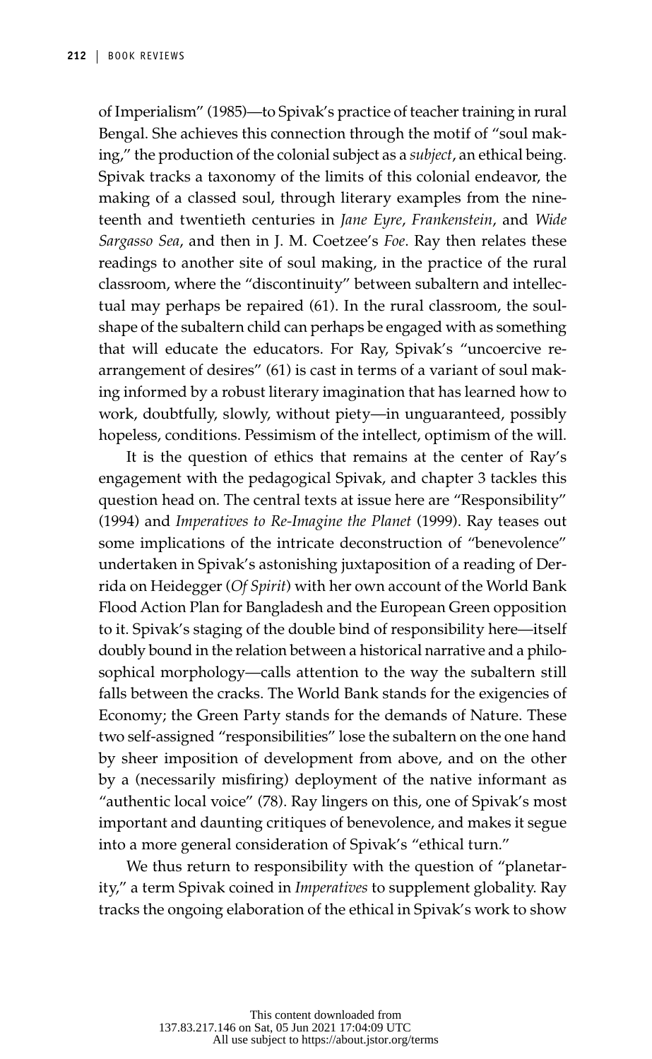of Imperialism" (1985)—to Spivak's practice of teacher training in rural Bengal. She achieves this connection through the motif of "soul making," the production of the colonial subject as a *subject*, an ethical being. Spivak tracks a taxonomy of the limits of this colonial endeavor, the making of a classed soul, through literary examples from the nineteenth and twentieth centuries in *Jane Eyre*, *Frankenstein*, and *Wide Sargasso Sea*, and then in J. M. Coetzee's *Foe*. Ray then relates these readings to another site of soul making, in the practice of the rural classroom, where the "discontinuity" between subaltern and intellectual may perhaps be repaired (61). In the rural classroom, the soul-shape of the subaltern child can perhaps be engaged with as something that will educate the educators. For Ray, Spivak's "uncoercive rearrangement of desires" (61) is cast in terms of a variant of soul making informed by a robust literary imagination that has learned how to work, doubtfully, slowly, without piety—in unguaranteed, possibly hopeless, conditions. Pessimism of the intellect, optimism of the will.

It is the question of ethics that remains at the center of Ray's engagement with the pedagogical Spivak, and chapter 3 tackles this question head on. The central texts at issue here are "Responsibility" (1994) and *Imperatives to Re-Imagine the Planet* (1999). Ray teases out some implications of the intricate deconstruction of "benevolence" undertaken in Spivak's astonishing juxtaposition of a reading of Derrida on Heidegger (*Of Spirit*) with her own account of the World Bank Flood Action Plan for Bangladesh and the European Green opposition to it. Spivak's staging of the double bind of responsibility here—itself doubly bound in the relation between a historical narrative and a philosophical morphology—calls attention to the way the subaltern still falls between the cracks. The World Bank stands for the exigencies of Economy; the Green Party stands for the demands of Nature. These two self-assigned "responsibilities" lose the subaltern on the one hand by sheer imposition of development from above, and on the other by a (necessarily misfiring) deployment of the native informant as "authentic local voice" (78). Ray lingers on this, one of Spivak's most important and daunting critiques of benevolence, and makes it segue into a more general consideration of Spivak's "ethical turn."

We thus return to responsibility with the question of "planetarity," a term Spivak coined in *Imperatives* to supplement globality. Ray tracks the ongoing elaboration of the ethical in Spivak's work to show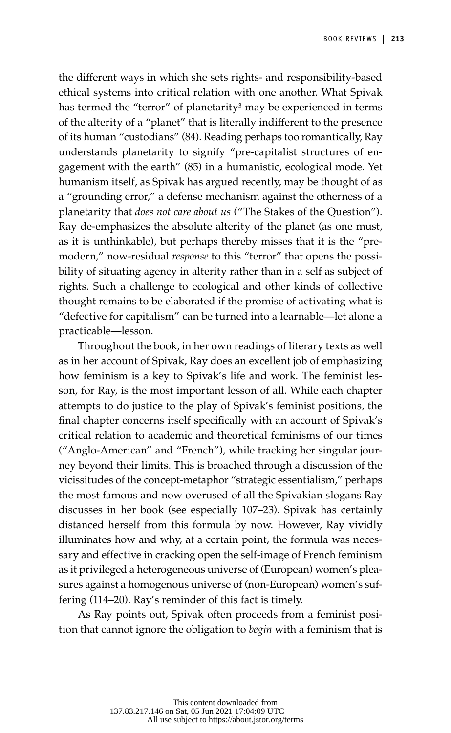the different ways in which she sets rights- and responsibility-based ethical systems into critical relation with one another. What Spivak has termed the "terror" of planetarity[3] may be experienced in terms of the alterity of a "planet" that is literally indifferent to the presence of its human "custodians" (84). Reading perhaps too romantically, Ray understands planetarity to signify "pre-capitalist structures of engagement with the earth" (85) in a humanistic, ecological mode. Yet humanism itself, as Spivak has argued recently, may be thought of as a "grounding error," a defense mechanism against the otherness of a planetarity that *does not care about us* ("The Stakes of the Question"). Ray de-emphasizes the absolute alterity of the planet (as one must, as it is unthinkable), but perhaps thereby misses that it is the "premodern," now-residual *response* to this "terror" that opens the possibility of situating agency in alterity rather than in a self as subject of rights. Such a challenge to ecological and other kinds of collective thought remains to be elaborated if the promise of activating what is "defective for capitalism" can be turned into a learnable—let alone a practicable—lesson.

Throughout the book, in her own readings of literary texts as well as in her account of Spivak, Ray does an excellent job of emphasizing how feminism is a key to Spivak's life and work. The feminist lesson, for Ray, is the most important lesson of all. While each chapter attempts to do justice to the play of Spivak's feminist positions, the final chapter concerns itself specifically with an account of Spivak's critical relation to academic and theoretical feminisms of our times ("Anglo-American" and "French"), while tracking her singular journey beyond their limits. This is broached through a discussion of the vicissitudes of the concept-metaphor "strategic essentialism," perhaps the most famous and now overused of all the Spivakian slogans Ray discusses in her book (see especially 107–23). Spivak has certainly distanced herself from this formula by now. However, Ray vividly illuminates how and why, at a certain point, the formula was necessary and effective in cracking open the self-image of French feminism as it privileged a heterogeneous universe of (European) women's pleasures against a homogenous universe of (non-European) women's suffering (114–20). Ray's reminder of this fact is timely.

As Ray points out, Spivak often proceeds from a feminist position that cannot ignore the obligation to *begin* with a feminism that is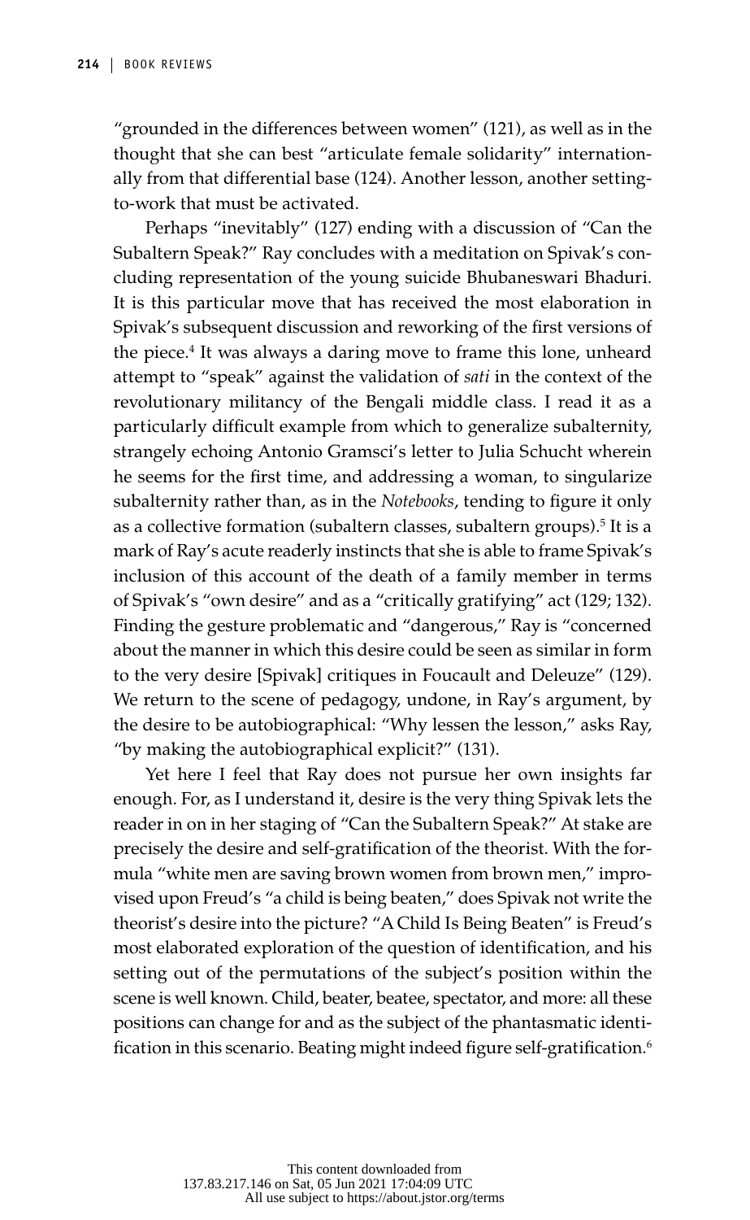"grounded in the differences between women" (121), as well as in the thought that she can best "articulate female solidarity" internationally from that differential base (124). Another lesson, another setting-to-work that must be activated.

Perhaps "inevitably" (127) ending with a discussion of "Can the Subaltern Speak?" Ray concludes with a meditation on Spivak's concluding representation of the young suicide Bhubaneswari Bhaduri. It is this particular move that has received the most elaboration in Spivak's subsequent discussion and reworking of the first versions of the piece.[4] It was always a daring move to frame this lone, unheard attempt to "speak" against the validation of *sati* in the context of the revolutionary militancy of the Bengali middle class. I read it as a particularly difficult example from which to generalize subalternity, strangely echoing Antonio Gramsci's letter to Julia Schucht wherein he seems for the first time, and addressing a woman, to singularize subalternity rather than, as in the *Notebooks*, tending to figure it only as a collective formation (subaltern classes, subaltern groups).[5] It is a mark of Ray's acute readerly instincts that she is able to frame Spivak's inclusion of this account of the death of a family member in terms of Spivak's "own desire" and as a "critically gratifying" act (129; 132). Finding the gesture problematic and "dangerous," Ray is "concerned about the manner in which this desire could be seen as similar in form to the very desire [Spivak] critiques in Foucault and Deleuze" (129). We return to the scene of pedagogy, undone, in Ray's argument, by the desire to be autobiographical: "Why lessen the lesson," asks Ray, "by making the autobiographical explicit?" (131).

Yet here I feel that Ray does not pursue her own insights far enough. For, as I understand it, desire is the very thing Spivak lets the reader in on in her staging of "Can the Subaltern Speak?" At stake are precisely the desire and self-gratification of the theorist. With the formula "white men are saving brown women from brown men," improvised upon Freud's "a child is being beaten," does Spivak not write the theorist's desire into the picture? "A Child Is Being Beaten" is Freud's most elaborated exploration of the question of identification, and his setting out of the permutations of the subject's position within the scene is well known. Child, beater, beatee, spectator, and more: all these positions can change for and as the subject of the phantasmatic identification in this scenario. Beating might indeed figure self-gratification.[6]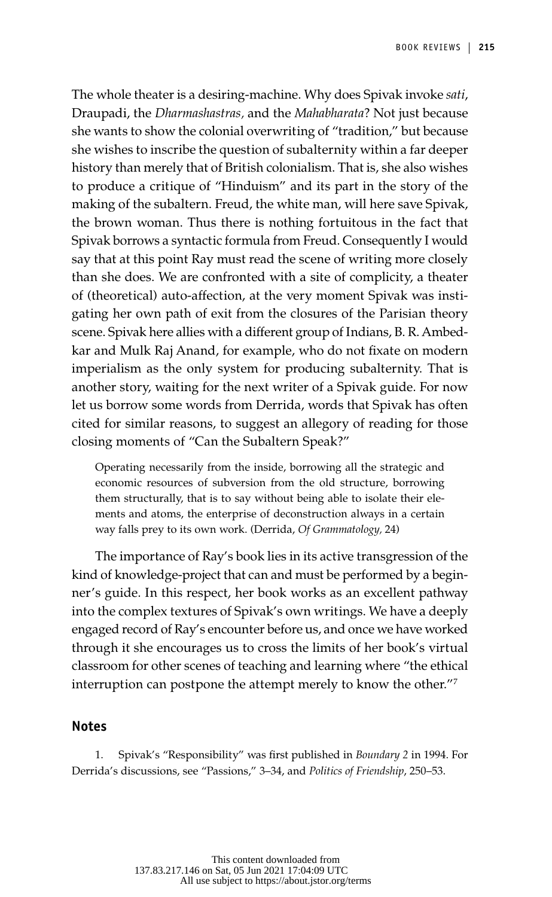The whole theater is a desiring-machine. Why does Spivak invoke *sati*, Draupadi, the *Dharmashastras*, and the *Mahabharata*? Not just because she wants to show the colonial overwriting of "tradition," but because she wishes to inscribe the question of subalternity within a far deeper history than merely that of British colonialism. That is, she also wishes to produce a critique of "Hinduism" and its part in the story of the making of the subaltern. Freud, the white man, will here save Spivak, the brown woman. Thus there is nothing fortuitous in the fact that Spivak borrows a syntactic formula from Freud. Consequently I would say that at this point Ray must read the scene of writing more closely than she does. We are confronted with a site of complicity, a theater of (theoretical) auto-affection, at the very moment Spivak was instigating her own path of exit from the closures of the Parisian theory scene. Spivak here allies with a different group of Indians, B. R. Ambedkar and Mulk Raj Anand, for example, who do not fixate on modern imperialism as the only system for producing subalternity. That is another story, waiting for the next writer of a Spivak guide. For now let us borrow some words from Derrida, words that Spivak has often cited for similar reasons, to suggest an allegory of reading for those closing moments of "Can the Subaltern Speak?"

> Operating necessarily from the inside, borrowing all the strategic and economic resources of subversion from the old structure, borrowing them structurally, that is to say without being able to isolate their elements and atoms, the enterprise of deconstruction always in a certain way falls prey to its own work. (Derrida, *Of Grammatology,* 24)

The importance of Ray's book lies in its active transgression of the kind of knowledge-project that can and must be performed by a beginner's guide. In this respect, her book works as an excellent pathway into the complex textures of Spivak's own writings. We have a deeply engaged record of Ray's encounter before us, and once we have worked through it she encourages us to cross the limits of her book's virtual classroom for other scenes of teaching and learning where "the ethical interruption can postpone the attempt merely to know the other."[7]

## Notes

1. Spivak's "Responsibility" was first published in *Boundary 2* in 1994. For Derrida's discussions, see "Passions," 3–34, and *Politics of Friendship*, 250–53.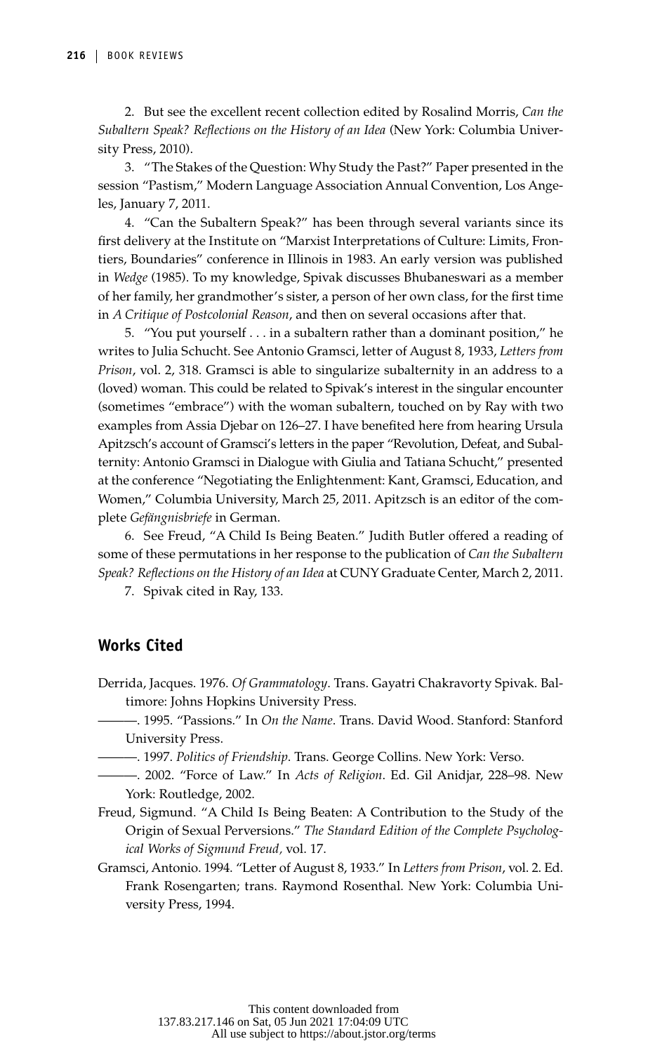2. But see the excellent recent collection edited by Rosalind Morris, *Can the Subaltern Speak? Reflections on the History of an Idea* (New York: Columbia University Press, 2010).

3. "The Stakes of the Question: Why Study the Past?" Paper presented in the session "Pastism," Modern Language Association Annual Convention, Los Angeles, January 7, 2011.

4. "Can the Subaltern Speak?" has been through several variants since its first delivery at the Institute on "Marxist Interpretations of Culture: Limits, Frontiers, Boundaries" conference in Illinois in 1983. An early version was published in *Wedge* (1985). To my knowledge, Spivak discusses Bhubaneswari as a member of her family, her grandmother's sister, a person of her own class, for the first time in *A Critique of Postcolonial Reason*, and then on several occasions after that.

5. "You put yourself . . . in a subaltern rather than a dominant position," he writes to Julia Schucht. See Antonio Gramsci, letter of August 8, 1933, *Letters from Prison*, vol. 2, 318. Gramsci is able to singularize subalternity in an address to a (loved) woman. This could be related to Spivak's interest in the singular encounter (sometimes "embrace") with the woman subaltern, touched on by Ray with two examples from Assia Djebar on 126–27. I have benefited here from hearing Ursula Apitzsch's account of Gramsci's letters in the paper "Revolution, Defeat, and Subalternity: Antonio Gramsci in Dialogue with Giulia and Tatiana Schucht," presented at the conference "Negotiating the Enlightenment: Kant, Gramsci, Education, and Women," Columbia University, March 25, 2011. Apitzsch is an editor of the complete *Gefängnisbriefe* in German.

6. See Freud, "A Child Is Being Beaten." Judith Butler offered a reading of some of these permutations in her response to the publication of *Can the Subaltern Speak? Reflections on the History of an Idea* at CUNY Graduate Center, March 2, 2011.

7. Spivak cited in Ray, 133.

## Works Cited

Derrida, Jacques. 1976. *Of Grammatology*. Trans. Gayatri Chakravorty Spivak. Baltimore: Johns Hopkins University Press.

———. 1995. "Passions." In *On the Name*. Trans. David Wood. Stanford: Stanford University Press.

———. 1997. *Politics of Friendship*. Trans. George Collins. New York: Verso.

———. 2002. "Force of Law." In *Acts of Religion*. Ed. Gil Anidjar, 228–98. New York: Routledge, 2002.

Freud, Sigmund. "A Child Is Being Beaten: A Contribution to the Study of the Origin of Sexual Perversions." *The Standard Edition of the Complete Psychological Works of Sigmund Freud*, vol. 17.

Gramsci, Antonio. 1994. "Letter of August 8, 1933." In *Letters from Prison*, vol. 2. Ed. Frank Rosengarten; trans. Raymond Rosenthal. New York: Columbia University Press, 1994.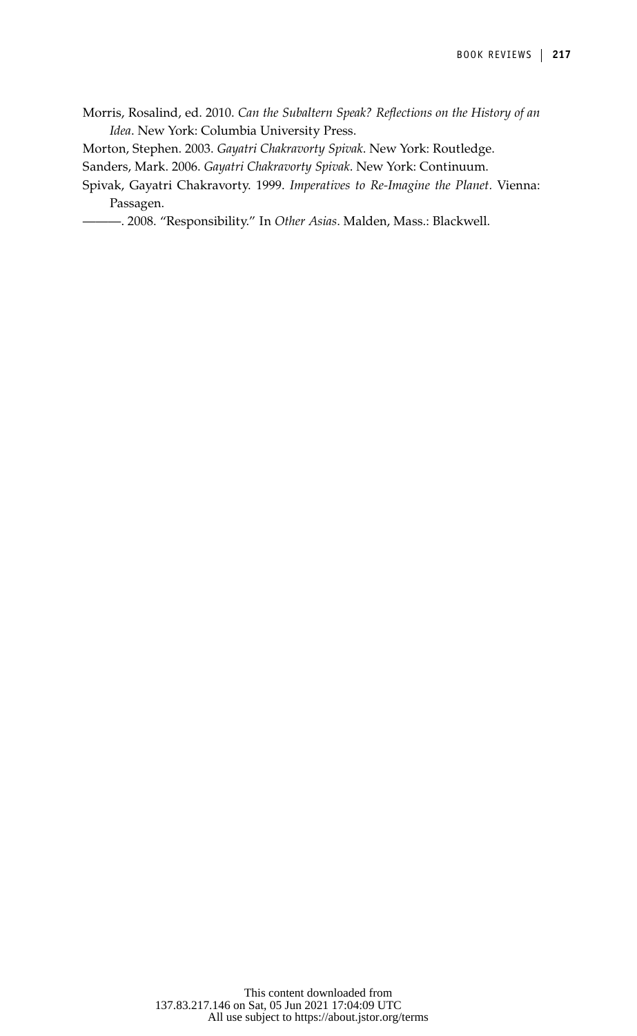Morris, Rosalind, ed. 2010. *Can the Subaltern Speak? Reflections on the History of an Idea*. New York: Columbia University Press.

Morton, Stephen. 2003. *Gayatri Chakravorty Spivak*. New York: Routledge.

Sanders, Mark. 2006. *Gayatri Chakravorty Spivak*. New York: Continuum.

Spivak, Gayatri Chakravorty. 1999. *Imperatives to Re-Imagine the Planet*. Vienna: Passagen.

———. 2008. "Responsibility." In *Other Asias*. Malden, Mass.: Blackwell.